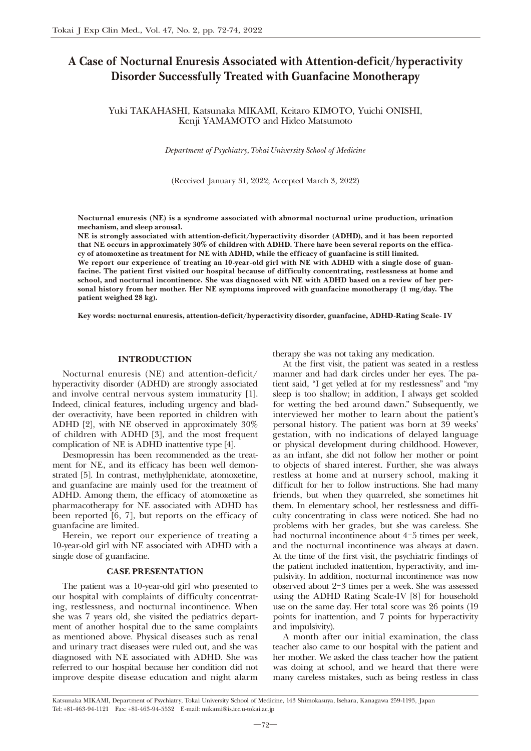# A Case of Nocturnal Enuresis Associated with Attention-deficit/hyperactivity Disorder Successfully Treated with Guanfacine Monotherapy

Yuki TAKAHASHI, Katsunaka MIKAMI, Keitaro KIMOTO, Yuichi ONISHI, Kenji YAMAMOTO and Hideo Matsumoto

*Department of Psychiatry, Tokai University School of Medicine*

(Received January 31, 2022; Accepted March 3, 2022)

**Nocturnal enuresis (NE) is a syndrome associated with abnormal nocturnal urine production, urination mechanism, and sleep arousal.**

**NE is strongly associated with attention-deficit/hyperactivity disorder (ADHD), and it has been reported that NE occurs in approximately 30% of children with ADHD. There have been several reports on the efficacy of atomoxetine as treatment for NE with ADHD, while the efficacy of guanfacine is still limited.**

**We report our experience of treating an 10-year-old girl with NE with ADHD with a single dose of guanfacine. The patient first visited our hospital because of difficulty concentrating, restlessness at home and school, and nocturnal incontinence. She was diagnosed with NE with ADHD based on a review of her personal history from her mother. Her NE symptoms improved with guanfacine monotherapy (1 mg/day. The patient weighed 28 kg).**

**Key words: nocturnal enuresis, attention-deficit/hyperactivity disorder, guanfacine, ADHD-Rating Scale- IV**

## INTRODUCTION

Nocturnal enuresis (NE) and attention-deficit/hyperactivity disorder (ADHD) are strongly associated and involve central nervous system immaturity [1]. Indeed, clinical features, including urgency and bladder overactivity, have been reported in children with ADHD [2], with NE observed in approximately 30% of children with ADHD [3], and the most frequent complication of NE is ADHD inattentive type [4].

Desmopressin has been recommended as the treatment for NE, and its efficacy has been well demonstrated [5]. In contrast, methylphenidate, atomoxetine, and guanfacine are mainly used for the treatment of ADHD. Among them, the efficacy of atomoxetine as pharmacotherapy for NE associated with ADHD has been reported [6, 7], but reports on the efficacy of guanfacine are limited.

Herein, we report our experience of treating a 10-year-old girl with NE associated with ADHD with a single dose of guanfacine.

## CASE PRESENTATION

The patient was a 10-year-old girl who presented to our hospital with complaints of difficulty concentrating, restlessness, and nocturnal incontinence. When she was 7 years old, she visited the pediatrics department of another hospital due to the same complaints as mentioned above. Physical diseases such as renal and urinary tract diseases were ruled out, and she was diagnosed with NE associated with ADHD. She was referred to our hospital because her condition did not improve despite disease education and night alarm therapy she was not taking any medication.

At the first visit, the patient was seated in a restless manner and had dark circles under her eyes. The patient said, "I get yelled at for my restlessness" and "my sleep is too shallow; in addition, I always get scolded for wetting the bed around dawn." Subsequently, we interviewed her mother to learn about the patient's personal history. The patient was born at 39 weeks' gestation, with no indications of delayed language or physical development during childhood. However, as an infant, she did not follow her mother or point to objects of shared interest. Further, she was always restless at home and at nursery school, making it difficult for her to follow instructions. She had many friends, but when they quarreled, she sometimes hit them. In elementary school, her restlessness and difficulty concentrating in class were noticed. She had no problems with her grades, but she was careless. She had nocturnal incontinence about 4–5 times per week, and the nocturnal incontinence was always at dawn. At the time of the first visit, the psychiatric findings of the patient included inattention, hyperactivity, and impulsivity. In addition, nocturnal incontinence was now observed about 2–3 times per a week. She was assessed using the ADHD Rating Scale-IV [8] for household use on the same day. Her total score was 26 points (19 points for inattention, and 7 points for hyperactivity and impulsivity).

A month after our initial examination, the class teacher also came to our hospital with the patient and her mother. We asked the class teacher how the patient was doing at school, and we heard that there were many careless mistakes, such as being restless in class

Katsunaka MIKAMI, Department of Psychiatry, Tokai University School of Medicine, 143 Shimokasuya, Isehara, Kanagawa 259-1193, Japan
Tel: +81-463-94-1121 Fax: +81-463-94-5532 E-mail: mikami@is.icc.u-tokai.ac.jp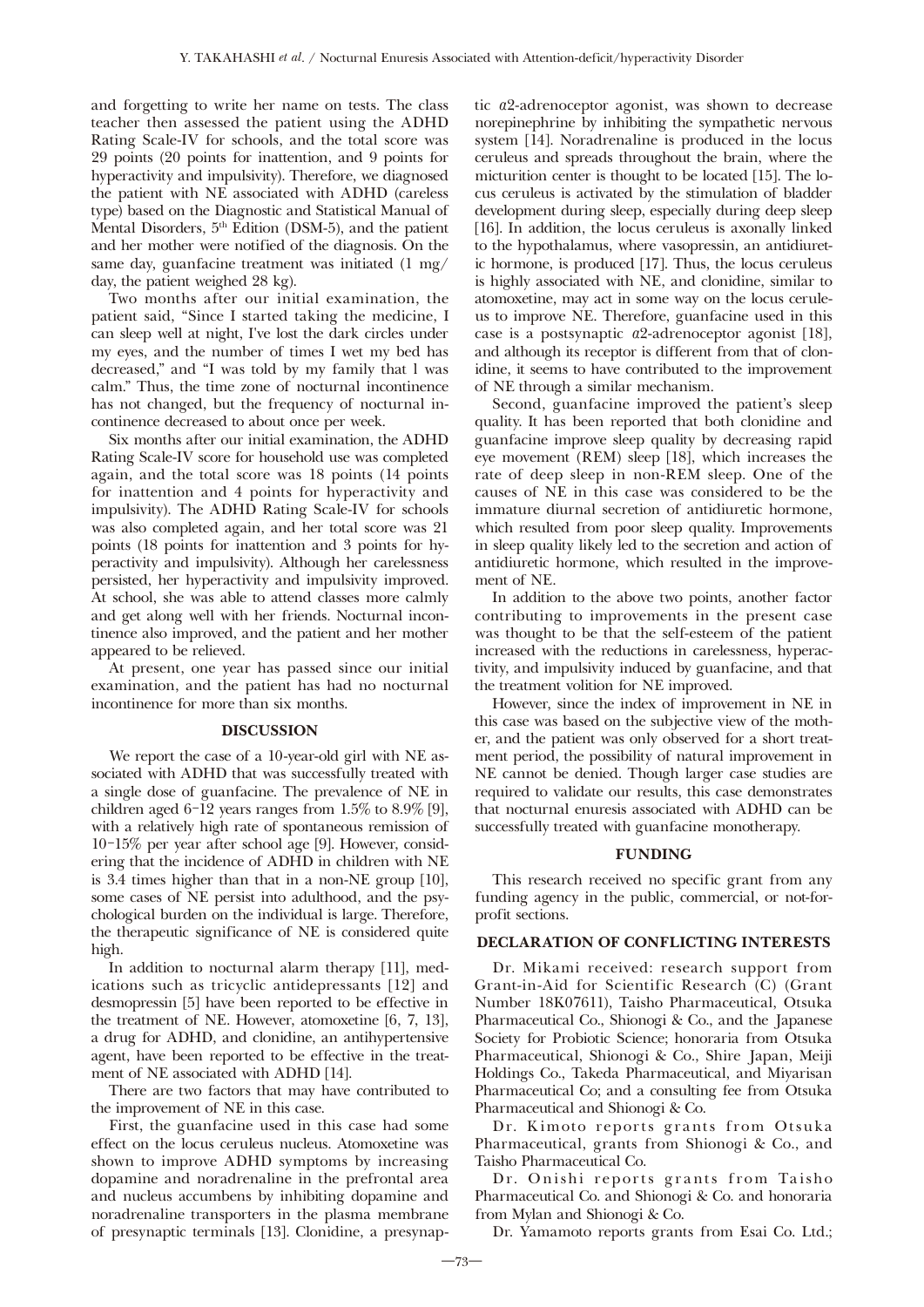and forgetting to write her name on tests. The class teacher then assessed the patient using the ADHD Rating Scale-IV for schools, and the total score was 29 points (20 points for inattention, and 9 points for hyperactivity and impulsivity). Therefore, we diagnosed the patient with NE associated with ADHD (careless type) based on the Diagnostic and Statistical Manual of Mental Disorders, 5th Edition (DSM-5), and the patient and her mother were notified of the diagnosis. On the same day, guanfacine treatment was initiated (1 mg/day, the patient weighed 28 kg).

Two months after our initial examination, the patient said, "Since I started taking the medicine, I can sleep well at night, I've lost the dark circles under my eyes, and the number of times I wet my bed has decreased," and "I was told by my family that I was calm." Thus, the time zone of nocturnal incontinence has not changed, but the frequency of nocturnal incontinence decreased to about once per week.

Six months after our initial examination, the ADHD Rating Scale-IV score for household use was completed again, and the total score was 18 points (14 points for inattention and 4 points for hyperactivity and impulsivity). The ADHD Rating Scale-IV for schools was also completed again, and her total score was 21 points (18 points for inattention and 3 points for hyperactivity and impulsivity). Although her carelessness persisted, her hyperactivity and impulsivity improved. At school, she was able to attend classes more calmly and get along well with her friends. Nocturnal incontinence also improved, and the patient and her mother appeared to be relieved.

At present, one year has passed since our initial examination, and the patient has had no nocturnal incontinence for more than six months.

## DISCUSSION

We report the case of a 10-year-old girl with NE associated with ADHD that was successfully treated with a single dose of guanfacine. The prevalence of NE in children aged 6–12 years ranges from 1.5% to 8.9% [9], with a relatively high rate of spontaneous remission of 10–15% per year after school age [9]. However, considering that the incidence of ADHD in children with NE is 3.4 times higher than that in a non-NE group [10], some cases of NE persist into adulthood, and the psychological burden on the individual is large. Therefore, the therapeutic significance of NE is considered quite high.

In addition to nocturnal alarm therapy [11], medications such as tricyclic antidepressants [12] and desmopressin [5] have been reported to be effective in the treatment of NE. However, atomoxetine [6, 7, 13], a drug for ADHD, and clonidine, an antihypertensive agent, have been reported to be effective in the treatment of NE associated with ADHD [14].

There are two factors that may have contributed to the improvement of NE in this case.

First, the guanfacine used in this case had some effect on the locus ceruleus nucleus. Atomoxetine was shown to improve ADHD symptoms by increasing dopamine and noradrenaline in the prefrontal area and nucleus accumbens by inhibiting dopamine and noradrenaline transporters in the plasma membrane of presynaptic terminals [13]. Clonidine, a presynaptic $\alpha$2-adrenoceptor agonist, was shown to decrease norepinephrine by inhibiting the sympathetic nervous system [14]. Noradrenaline is produced in the locus ceruleus and spreads throughout the brain, where the micturition center is thought to be located [15]. The locus ceruleus is activated by the stimulation of bladder development during sleep, especially during deep sleep [16]. In addition, the locus ceruleus is axonally linked to the hypothalamus, where vasopressin, an antidiuretic hormone, is produced [17]. Thus, the locus ceruleus is highly associated with NE, and clonidine, similar to atomoxetine, may act in some way on the locus ceruleus to improve NE. Therefore, guanfacine used in this case is a postsynaptic $\alpha$2-adrenoceptor agonist [18], and although its receptor is different from that of clonidine, it seems to have contributed to the improvement of NE through a similar mechanism.

Second, guanfacine improved the patient's sleep quality. It has been reported that both clonidine and guanfacine improve sleep quality by decreasing rapid eye movement (REM) sleep [18], which increases the rate of deep sleep in non-REM sleep. One of the causes of NE in this case was considered to be the immature diurnal secretion of antidiuretic hormone, which resulted from poor sleep quality. Improvements in sleep quality likely led to the secretion and action of antidiuretic hormone, which resulted in the improvement of NE.

In addition to the above two points, another factor contributing to improvements in the present case was thought to be that the self-esteem of the patient increased with the reductions in carelessness, hyperactivity, and impulsivity induced by guanfacine, and that the treatment volition for NE improved.

However, since the index of improvement in NE in this case was based on the subjective view of the mother, and the patient was only observed for a short treatment period, the possibility of natural improvement in NE cannot be denied. Though larger case studies are required to validate our results, this case demonstrates that nocturnal enuresis associated with ADHD can be successfully treated with guanfacine monotherapy.

## FUNDING

This research received no specific grant from any funding agency in the public, commercial, or not-for-profit sections.

## DECLARATION OF CONFLICTING INTERESTS

Dr. Mikami received: research support from Grant-in-Aid for Scientific Research (C) (Grant Number 18K07611), Taisho Pharmaceutical, Otsuka Pharmaceutical Co., Shionogi & Co., and the Japanese Society for Probiotic Science; honoraria from Otsuka Pharmaceutical, Shionogi & Co., Shire Japan, Meiji Holdings Co., Takeda Pharmaceutical, and Miyarisan Pharmaceutical Co; and a consulting fee from Otsuka Pharmaceutical and Shionogi & Co.

Dr. Kimoto reports grants from Otsuka Pharmaceutical, grants from Shionogi & Co., and Taisho Pharmaceutical Co.

Dr. Onishi reports grants from Taisho Pharmaceutical Co. and Shionogi & Co. and honoraria from Mylan and Shionogi & Co.

Dr. Yamamoto reports grants from Esai Co. Ltd.;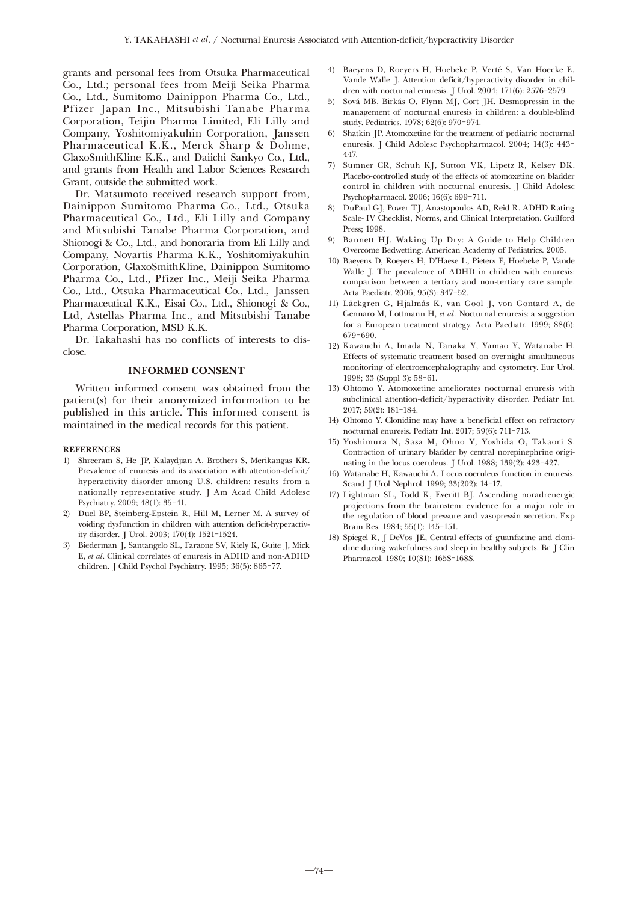grants and personal fees from Otsuka Pharmaceutical Co., Ltd.; personal fees from Meiji Seika Pharma Co., Ltd., Sumitomo Dainippon Pharma Co., Ltd., Pfizer Japan Inc., Mitsubishi Tanabe Pharma Corporation, Teijin Pharma Limited, Eli Lilly and Company, Yoshitomiyakuhin Corporation, Janssen Pharmaceutical K.K., Merck Sharp & Dohme, GlaxoSmithKline K.K., and Daiichi Sankyo Co., Ltd., and grants from Health and Labor Sciences Research Grant, outside the submitted work.

Dr. Matsumoto received research support from, Dainippon Sumitomo Pharma Co., Ltd., Otsuka Pharmaceutical Co., Ltd., Eli Lilly and Company and Mitsubishi Tanabe Pharma Corporation, and Shionogi & Co., Ltd., and honoraria from Eli Lilly and Company, Novartis Pharma K.K., Yoshitomiyakuhin Corporation, GlaxoSmithKline, Dainippon Sumitomo Pharma Co., Ltd., Pfizer Inc., Meiji Seika Pharma Co., Ltd., Otsuka Pharmaceutical Co., Ltd., Janssen Pharmaceutical K.K., Eisai Co., Ltd., Shionogi & Co., Ltd, Astellas Pharma Inc., and Mitsubishi Tanabe Pharma Corporation, MSD K.K.

Dr. Takahashi has no conflicts of interests to disclose.

## INFORMED CONSENT

Written informed consent was obtained from the patient(s) for their anonymized information to be published in this article. This informed consent is maintained in the medical records for this patient.

### REFERENCES

1) Shreeram S, He JP, Kalaydjian A, Brothers S, Merikangas KR. Prevalence of enuresis and its association with attention-deficit/hyperactivity disorder among U.S. children: results from a nationally representative study. J Am Acad Child Adolesc Psychiatry. 2009; 48(1): 35–41.
2) Duel BP, Steinberg-Epstein R, Hill M, Lerner M. A survey of voiding dysfunction in children with attention deficit-hyperactivity disorder. J Urol. 2003; 170(4): 1521–1524.
3) Biederman J, Santangelo SL, Faraone SV, Kiely K, Guite J, Mick E, *et al*. Clinical correlates of enuresis in ADHD and non-ADHD children. J Child Psychol Psychiatry. 1995; 36(5): 865–77.
4) Baeyens D, Roeyers H, Hoebeke P, Verté S, Van Hoecke E, Vande Walle J. Attention deficit/hyperactivity disorder in children with nocturnal enuresis. J Urol. 2004; 171(6): 2576–2579.
5) Sová MB, Birkás O, Flynn MJ, Cort JH. Desmopressin in the management of nocturnal enuresis in children: a double-blind study. Pediatrics. 1978; 62(6): 970–974.
6) Shatkin JP. Atomoxetine for the treatment of pediatric nocturnal enuresis. J Child Adolesc Psychopharmacol. 2004; 14(3): 443–447.
7) Sumner CR, Schuh KJ, Sutton VK, Lipetz R, Kelsey DK. Placebo-controlled study of the effects of atomoxetine on bladder control in children with nocturnal enuresis. J Child Adolesc Psychopharmacol. 2006; 16(6): 699–711.
8) DuPaul GJ, Power TJ, Anastopoulos AD, Reid R. ADHD Rating Scale- IV Checklist, Norms, and Clinical Interpretation. Guilford Press; 1998.
9) Bannett HJ. Waking Up Dry: A Guide to Help Children Overcome Bedwetting. American Academy of Pediatrics. 2005.
10) Baeyens D, Roeyers H, D'Haese L, Pieters F, Hoebeke P, Vande Walle J. The prevalence of ADHD in children with enuresis: comparison between a tertiary and non-tertiary care sample. Acta Paediatr. 2006; 95(3): 347–52.
11) Läckgren G, Hjälmås K, van Gool J, von Gontard A, de Gennaro M, Lottmann H, *et al*. Nocturnal enuresis: a suggestion for a European treatment strategy. Acta Paediatr. 1999; 88(6): 679–690.
12) Kawauchi A, Imada N, Tanaka Y, Yamao Y, Watanabe H. Effects of systematic treatment based on overnight simultaneous monitoring of electroencephalography and cystometry. Eur Urol. 1998; 33 (Suppl 3): 58–61.
13) Ohtomo Y. Atomoxetine ameliorates nocturnal enuresis with subclinical attention-deficit/hyperactivity disorder. Pediatr Int. 2017; 59(2): 181–184.
14) Ohtomo Y. Clonidine may have a beneficial effect on refractory nocturnal enuresis. Pediatr Int. 2017; 59(6): 711–713.
15) Yoshimura N, Sasa M, Ohno Y, Yoshida O, Takaori S. Contraction of urinary bladder by central norepinephrine originating in the locus coeruleus. J Urol. 1988; 139(2): 423–427.
16) Watanabe H, Kawauchi A. Locus coeruleus function in enuresis. Scand J Urol Nephrol. 1999; 33(202): 14–17.
17) Lightman SL, Todd K, Everitt BJ. Ascending noradrenergic projections from the brainstem: evidence for a major role in the regulation of blood pressure and vasopressin secretion. Exp Brain Res. 1984; 55(1): 145–151.
18) Spiegel R, J DeVos JE, Central effects of guanfacine and clonidine during wakefulness and sleep in healthy subjects. Br J Clin Pharmacol. 1980; 10(S1): 165S–168S.